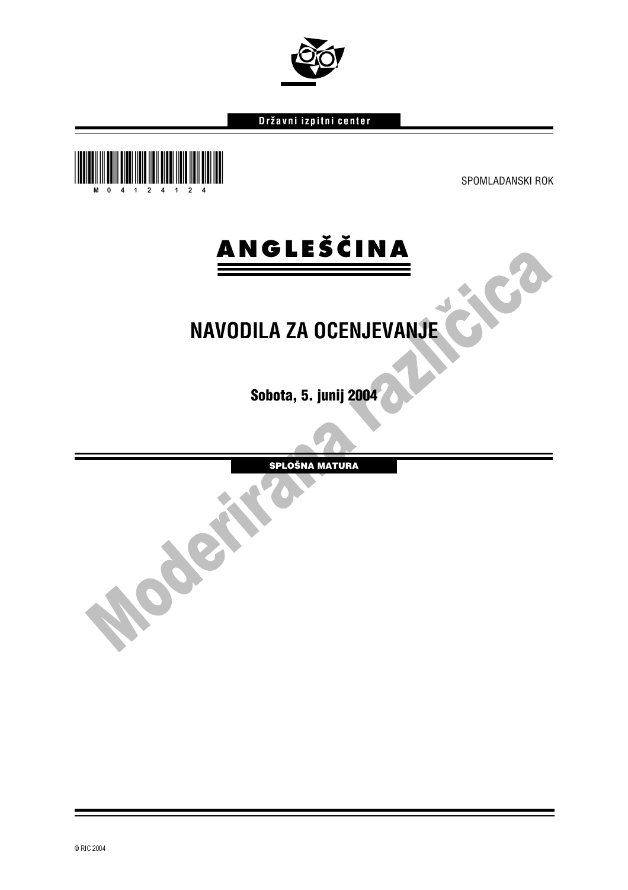Državni izpitni center

M 0 4 1 2 4 1 2 4

SPOMLADANSKI ROK

# ANGLEŠČINA

## NAVODILA ZA OCENJEVANJE

**Sobota, 5. junij 2004**

**SPLOŠNA MATURA**

Moderirana različica

© RIC 2004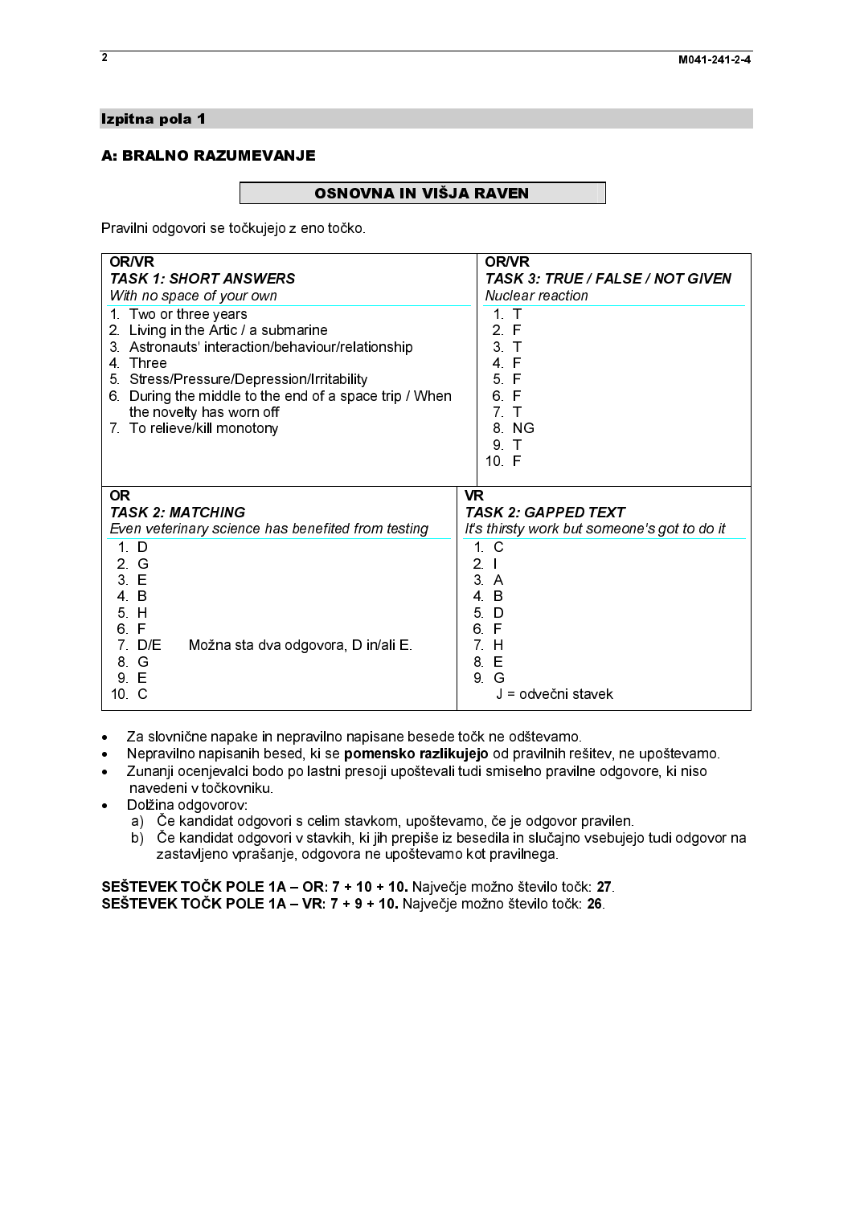## Izpitna pola 1

### A: BRALNO RAZUMEVANJE

**OSNOVNA IN VIŠJA RAVEN**

Pravilni odgovori se točkujejo z eno točko.

**OR/VR**
***TASK 1: SHORT ANSWERS***
*With no space of your own*

1. Two or three years
2. Living in the Artic / a submarine
3. Astronauts' interaction/behaviour/relationship
4. Three
5. Stress/Pressure/Depression/Irritability
6. During the middle to the end of a space trip / When the novelty has worn off
7. To relieve/kill monotony

**OR/VR**
***TASK 3: TRUE / FALSE / NOT GIVEN***
*Nuclear reaction*

1. T
2. F
3. T
4. F
5. F
6. F
7. T
8. NG
9. T
10. F

**OR**
***TASK 2: MATCHING***
*Even veterinary science has benefited from testing*

1. D
2. G
3. E
4. B
5. H
6. F
7. D/E   Možna sta dva odgovora, D in/ali E.
8. G
9. E
10. C

**VR**
***TASK 2: GAPPED TEXT***
*It's thirsty work but someone's got to do it*

1. C
2. I
3. A
4. B
5. D
6. F
7. H
8. E
9. G

J = odvečni stavek

- Za slovnične napake in nepravilno napisane besede točk ne odštevamo.
- Nepravilno napisanih besed, ki se **pomensko razlikujejo** od pravilnih rešitev, ne upoštevamo.
- Zunanji ocenjevalci bodo po lastni presoji upoštevali tudi smiselno pravilne odgovore, ki niso navedeni v točkovniku.
- Dolžina odgovorov:
  a) Če kandidat odgovori s celim stavkom, upoštevamo, če je odgovor pravilen.
  b) Če kandidat odgovori v stavkih, ki jih prepiše iz besedila in slučajno vsebujejo tudi odgovor na zastavljeno vprašanje, odgovora ne upoštevamo kot pravilnega.

**SEŠTEVEK TOČK POLE 1A – OR: 7 + 10 + 10.** Največje možno število točk: **27**.
**SEŠTEVEK TOČK POLE 1A – VR: 7 + 9 + 10.** Največje možno število točk: **26**.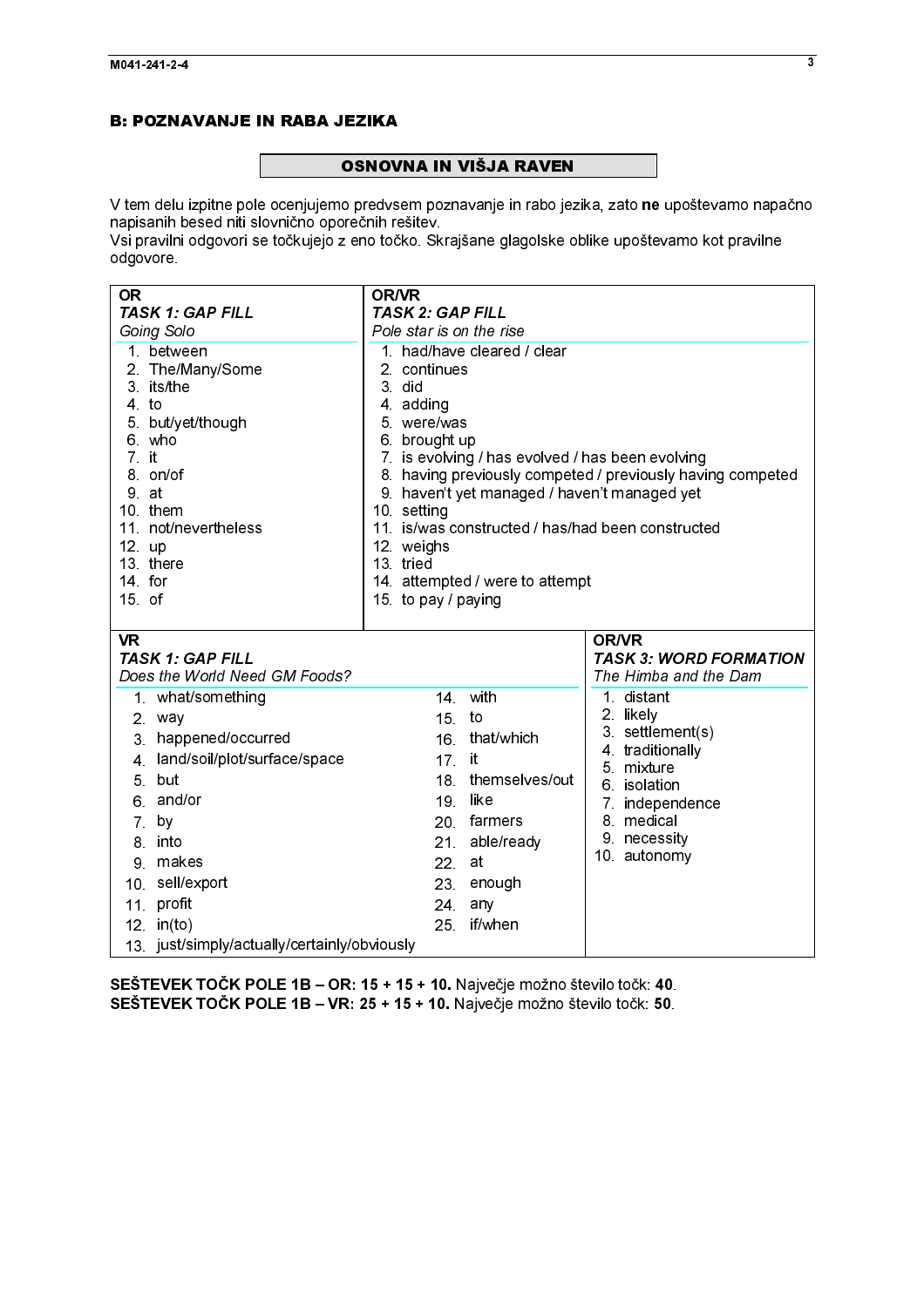## B: POZNAVANJE IN RABA JEZIKA

### OSNOVNA IN VIŠJA RAVEN

V tem delu izpitne pole ocenjujemo predvsem poznavanje in rabo jezika, zato **ne** upoštevamo napačno napisanih besed niti slovnično oporečnih rešitev.
Vsi pravilni odgovori se točkujejo z eno točko. Skrajšane glagolske oblike upoštevamo kot pravilne odgovore.

**OR**
***TASK 1: GAP FILL***
*Going Solo*

1. between
2. The/Many/Some
3. its/the
4. to
5. but/yet/though
6. who
7. it
8. on/of
9. at
10. them
11. not/nevertheless
12. up
13. there
14. for
15. of

**OR/VR**
***TASK 2: GAP FILL***
*Pole star is on the rise*

1. had/have cleared / clear
2. continues
3. did
4. adding
5. were/was
6. brought up
7. is evolving / has evolved / has been evolving
8. having previously competed / previously having competed
9. haven't yet managed / haven't managed yet
10. setting
11. is/was constructed / has/had been constructed
12. weighs
13. tried
14. attempted / were to attempt
15. to pay / paying

**VR**
***TASK 1: GAP FILL***
*Does the World Need GM Foods?*

1. what/something
2. way
3. happened/occurred
4. land/soil/plot/surface/space
5. but
6. and/or
7. by
8. into
9. makes
10. sell/export
11. profit
12. in(to)
13. just/simply/actually/certainly/obviously
14. with
15. to
16. that/which
17. it
18. themselves/out
19. like
20. farmers
21. able/ready
22. at
23. enough
24. any
25. if/when

**OR/VR**
***TASK 3: WORD FORMATION***
*The Himba and the Dam*

1. distant
2. likely
3. settlement(s)
4. traditionally
5. mixture
6. isolation
7. independence
8. medical
9. necessity
10. autonomy

**SEŠTEVEK TOČK POLE 1B – OR: 15 + 15 + 10.** Največje možno število točk: **40**.
**SEŠTEVEK TOČK POLE 1B – VR: 25 + 15 + 10.** Največje možno število točk: **50**.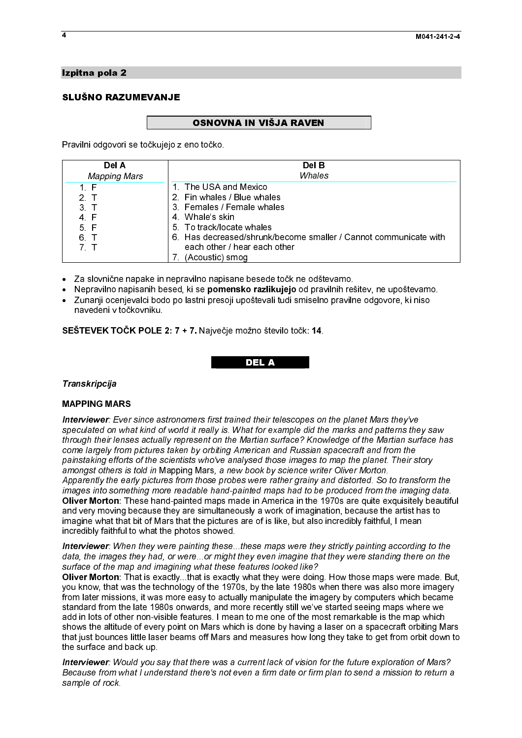## Izpitna pola 2

### SLUŠNO RAZUMEVANJE

**OSNOVNA IN VIŠJA RAVEN**

Pravilni odgovori se točkujejo z eno točko.

| Del A<br>*Mapping Mars* | Del B<br>*Whales* |
|---|---|
| 1. F | 1. The USA and Mexico |
| 2. T | 2. Fin whales / Blue whales |
| 3. T | 3. Females / Female whales |
| 4. F | 4. Whale's skin |
| 5. F | 5. To track/locate whales |
| 6. T | 6. Has decreased/shrunk/become smaller / Cannot communicate with each other / hear each other |
| 7. T | 7. (Acoustic) smog |

- Za slovnične napake in nepravilno napisane besede točk ne odštevamo.
- Nepravilno napisanih besed, ki se **pomensko razlikujejo** od pravilnih rešitev, ne upoštevamo.
- Zunanji ocenjevalci bodo po lastni presoji upoštevali tudi smiselno pravilne odgovore, ki niso navedeni v točkovniku.

**SEŠTEVEK TOČK POLE 2: 7 + 7.** Največje možno število točk: **14**.

**DEL A**

***Transkripcija***

**MAPPING MARS**

***Interviewer****: Ever since astronomers first trained their telescopes on the planet Mars they've speculated on what kind of world it really is. What for example did the marks and patterns they saw through their lenses actually represent on the Martian surface? Knowledge of the Martian surface has come largely from pictures taken by orbiting American and Russian spacecraft and from the painstaking efforts of the scientists who've analysed those images to map the planet. Their story amongst others is told in* Mapping Mars*, a new book by science writer Oliver Morton.*
*Apparently the early pictures from those probes were rather grainy and distorted. So to transform the images into something more readable hand-painted maps had to be produced from the imaging data.*
**Oliver Morton**: These hand-painted maps made in America in the 1970s are quite exquisitely beautiful and very moving because they are simultaneously a work of imagination, because the artist has to imagine what that bit of Mars that the pictures are of is like, but also incredibly faithful, I mean incredibly faithful to what the photos showed.

***Interviewer****: When they were painting these...these maps were they strictly painting according to the data, the images they had, or were...or might they even imagine that they were standing there on the surface of the map and imagining what these features looked like?*
**Oliver Morton**: That is exactly...that is exactly what they were doing. How those maps were made. But, you know, that was the technology of the 1970s, by the late 1980s when there was also more imagery from later missions, it was more easy to actually manipulate the imagery by computers which became standard from the late 1980s onwards, and more recently still we've started seeing maps where we add in lots of other non-visible features. I mean to me one of the most remarkable is the map which shows the altitude of every point on Mars which is done by having a laser on a spacecraft orbiting Mars that just bounces little laser beams off Mars and measures how long they take to get from orbit down to the surface and back up.

***Interviewer****: Would you say that there was a current lack of vision for the future exploration of Mars? Because from what I understand there's not even a firm date or firm plan to send a mission to return a sample of rock.*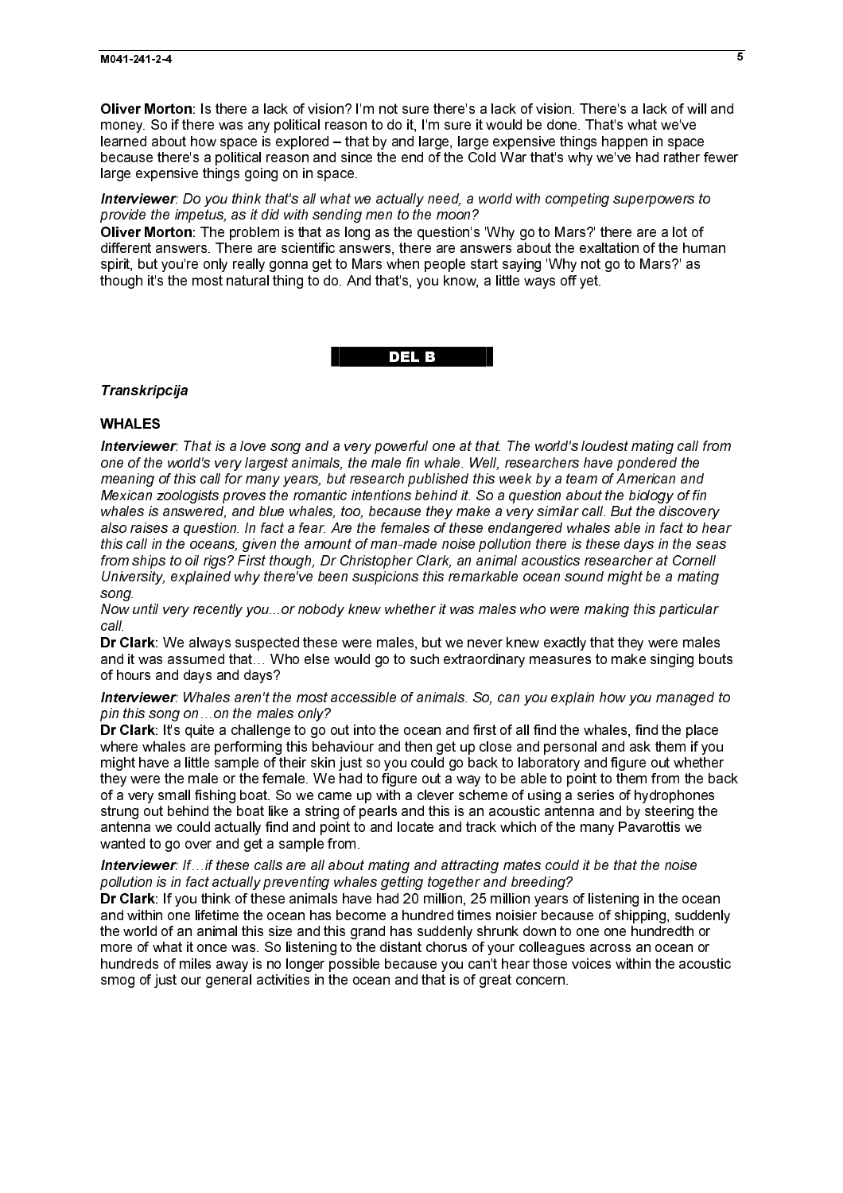**Oliver Morton**: Is there a lack of vision? I'm not sure there's a lack of vision. There's a lack of will and money. So if there was any political reason to do it, I'm sure it would be done. That's what we've learned about how space is explored – that by and large, large expensive things happen in space because there's a political reason and since the end of the Cold War that's why we've had rather fewer large expensive things going on in space.

***Interviewer***: *Do you think that's all what we actually need, a world with competing superpowers to provide the impetus, as it did with sending men to the moon?*

**Oliver Morton**: The problem is that as long as the question's 'Why go to Mars?' there are a lot of different answers. There are scientific answers, there are answers about the exaltation of the human spirit, but you're only really gonna get to Mars when people start saying 'Why not go to Mars?' as though it's the most natural thing to do. And that's, you know, a little ways off yet.

## DEL B

***Transkripcija***

**WHALES**

***Interviewer***: *That is a love song and a very powerful one at that. The world's loudest mating call from one of the world's very largest animals, the male fin whale. Well, researchers have pondered the meaning of this call for many years, but research published this week by a team of American and Mexican zoologists proves the romantic intentions behind it. So a question about the biology of fin whales is answered, and blue whales, too, because they make a very similar call. But the discovery also raises a question. In fact a fear. Are the females of these endangered whales able in fact to hear this call in the oceans, given the amount of man-made noise pollution there is these days in the seas from ships to oil rigs? First though, Dr Christopher Clark, an animal acoustics researcher at Cornell University, explained why there've been suspicions this remarkable ocean sound might be a mating song.*

*Now until very recently you...or nobody knew whether it was males who were making this particular call.*

**Dr Clark**: We always suspected these were males, but we never knew exactly that they were males and it was assumed that… Who else would go to such extraordinary measures to make singing bouts of hours and days and days?

***Interviewer***: *Whales aren't the most accessible of animals. So, can you explain how you managed to pin this song on…on the males only?*

**Dr Clark**: It's quite a challenge to go out into the ocean and first of all find the whales, find the place where whales are performing this behaviour and then get up close and personal and ask them if you might have a little sample of their skin just so you could go back to laboratory and figure out whether they were the male or the female. We had to figure out a way to be able to point to them from the back of a very small fishing boat. So we came up with a clever scheme of using a series of hydrophones strung out behind the boat like a string of pearls and this is an acoustic antenna and by steering the antenna we could actually find and point to and locate and track which of the many Pavarottis we wanted to go over and get a sample from.

***Interviewer***: *If…if these calls are all about mating and attracting mates could it be that the noise pollution is in fact actually preventing whales getting together and breeding?*

**Dr Clark**: If you think of these animals have had 20 million, 25 million years of listening in the ocean and within one lifetime the ocean has become a hundred times noisier because of shipping, suddenly the world of an animal this size and this grand has suddenly shrunk down to one one hundredth or more of what it once was. So listening to the distant chorus of your colleagues across an ocean or hundreds of miles away is no longer possible because you can't hear those voices within the acoustic smog of just our general activities in the ocean and that is of great concern.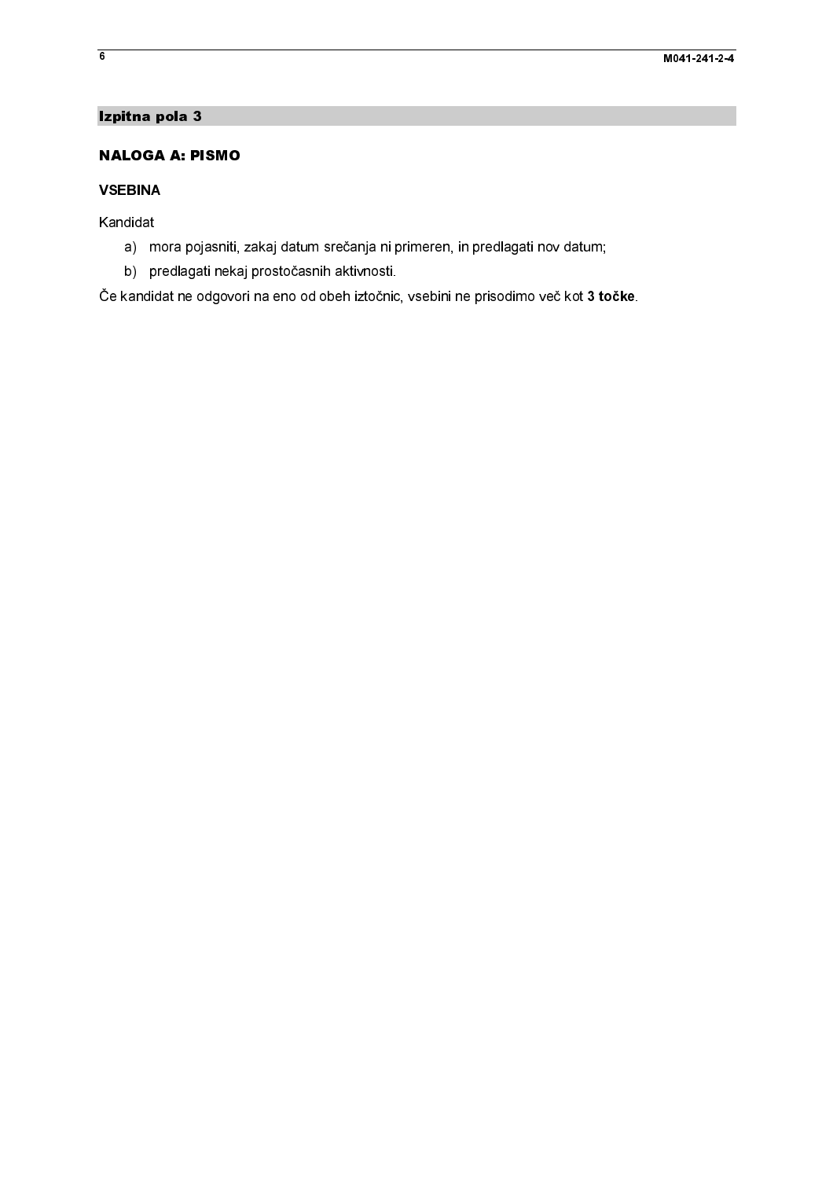## Izpitna pola 3

### NALOGA A: PISMO

#### VSEBINA

Kandidat

a) mora pojasniti, zakaj datum srečanja ni primeren, in predlagati nov datum;
b) predlagati nekaj prostočasnih aktivnosti.

Če kandidat ne odgovori na eno od obeh iztočnic, vsebini ne prisodimo več kot **3 točke**.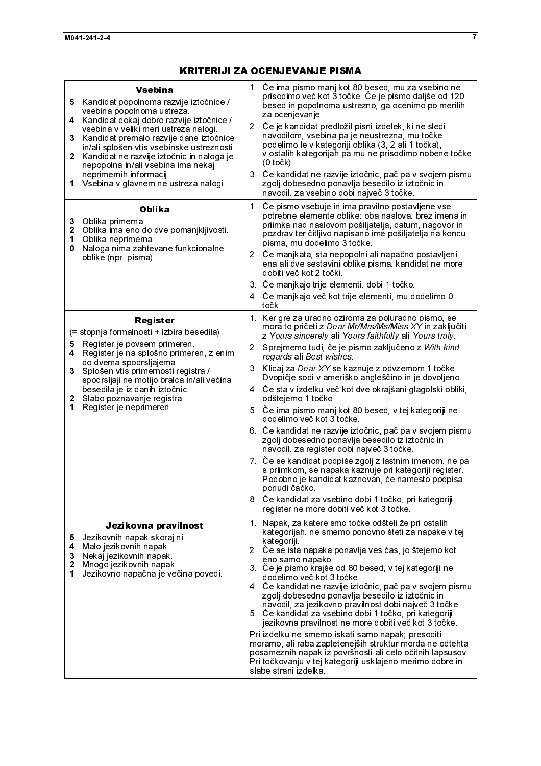# KRITERIJI ZA OCENJEVANJE PISMA

| Kriterij | Opombe |
|---|---|
| **Vsebina**<br>**5** Kandidat popolnoma razvije iztočnice / vsebina popolnoma ustreza.<br>**4** Kandidat dokaj dobro razvije iztočnice / vsebina v veliki meri ustreza nalogi.<br>**3** Kandidat premalo razvije dane iztočnice in/ali splošen vtis vsebinske ustreznosti.<br>**2** Kandidat ne razvije iztočnic in naloga je nepopolna in/ali vsebina ima nekaj neprimernih informacij.<br>**1** Vsebina v glavnem ne ustreza nalogi. | 1. Če ima pismo manj kot 80 besed, mu za vsebino ne prisodimo več kot 3 točke. Če je pismo daljše od 120 besed in popolnoma ustrezno, ga ocenimo po merilih za ocenjevanje.<br>2. Če je kandidat predložil pisni izdelek, ki ne sledi navodilom, vsebina pa je neustrezna, mu točke podelimo le v kategoriji oblika (3, 2 ali 1 točka), v ostalih kategorijah pa mu ne prisodimo nobene točke (0 točk).<br>3. Če kandidat ne razvije iztočnic, pač pa v svojem pismu zgolj dobesedno ponavlja besedilo iz iztočnic in navodil, za vsebino dobi največ 3 točke. |
| **Oblika**<br>**3** Oblika primerna.<br>**2** Oblika ima eno do dve pomanjkljivosti.<br>**1** Oblika neprimerna.<br>**0** Naloga nima zahtevane funkcionalne oblike (npr. pisma). | 1. Če pismo vsebuje in ima pravilno postavljene vse potrebne elemente oblike: oba naslova, brez imena in priimka nad naslovom pošiljatelja, datum, nagovor in pozdrav ter čitljivo napisano ime pošiljatelja na koncu pisma, mu dodelimo 3 točke.<br>2. Če manjkata, sta nepopolni ali napačno postavljeni ena ali dve sestavini oblike pisma, kandidat ne more dobiti več kot 2 točki.<br>3. Če manjkajo trije elementi, dobi 1 točko.<br>4. Če manjkajo več kot trije elementi, mu dodelimo 0 točk. |
| **Register**<br>(= stopnja formalnosti + izbira besedila)<br>**5** Register je povsem primeren.<br>**4** Register je na splošno primeren, z enim do dvema spodrsljajema.<br>**3** Splošen vtis primernosti registra / spodrsljaji ne motijo bralca in/ali večina besedila je iz danih iztočnic.<br>**2** Slabo poznavanje registra.<br>**1** Register je neprimeren. | 1. Ker gre za uradno oziroma za poluradno pismo, se mora to pričeti z *Dear Mr/Mrs/Ms/Miss XY* in zaključiti z *Yours sincerely* ali *Yours faithfully* ali *Yours truly*.<br>2. Sprejmemo tudi, če je pismo zaključeno z *With kind regards* ali *Best wishes*.<br>3. Klicaj za *Dear XY* se kaznuje z odvzemom 1 točke. Dvopičje sodi v ameriško angleščino in je dovoljeno.<br>4. Če sta v izdelku več kot dve okrajšani glagolski obliki, odštejemo 1 točko.<br>5. Če ima pismo manj kot 80 besed, v tej kategoriji ne dodelimo več kot 3 točke.<br>6. Če kandidat ne razvije iztočnic, pač pa v svojem pismu zgolj dobesedno ponavlja besedilo iz iztočnic in navodil, za register dobi največ 3 točke.<br>7. Če se kandidat podpiše zgolj z lastnim imenom, ne pa s priimkom, se napaka kaznuje pri kategoriji register. Podobno je kandidat kaznovan, če namesto podpisa ponudi čačko.<br>8. Če kandidat za vsebino dobi 1 točko, pri kategoriji register ne more dobiti več kot 3 točke. |
| **Jezikovna pravilnost**<br>**5** Jezikovnih napak skoraj ni.<br>**4** Malo jezikovnih napak.<br>**3** Nekaj jezikovnih napak.<br>**2** Mnogo jezikovnih napak.<br>**1** Jezikovno napačna je večina povedi. | 1. Napak, za katere smo točke odšteli že pri ostalih kategorijah, ne smemo ponovno šteti za napake v tej kategoriji.<br>2. Če se ista napaka ponavlja ves čas, jo štejemo kot eno samo napako.<br>3. Če je pismo krajše od 80 besed, v tej kategoriji ne dodelimo več kot 3 točke.<br>4. Če kandidat ne razvije iztočnic, pač pa v svojem pismu zgolj dobesedno ponavlja besedilo iz iztočnic in navodil, za jezikovno pravilnost dobi največ 3 točke.<br>5. Če kandidat za vsebino dobi 1 točko, pri kategoriji jezikovna pravilnost ne more dobiti več kot 3 točke.<br><br>Pri izdelku ne smemo iskati samo napak; presoditi moramo, ali raba zapletenejših struktur morda ne odtehta posameznih napak iz površnosti ali celo očitnih lapsusov. Pri točkovanju v tej kategoriji usklajeno merimo dobre in slabe strani izdelka. |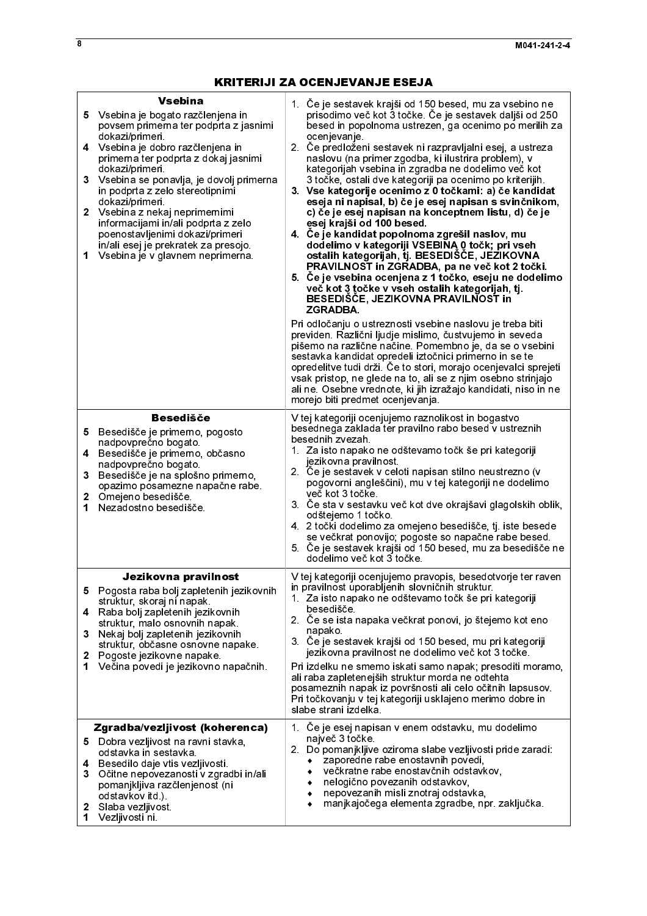# KRITERIJI ZA OCENJEVANJE ESEJA

| Kriterij | Opombe |
|---|---|
| **Vsebina**<br>**5** Vsebina je bogato razčlenjena in povsem primerna ter podprta z jasnimi dokazi/primeri.<br>**4** Vsebina je dobro razčlenjena in primerna ter podprta z dokaj jasnimi dokazi/primeri.<br>**3** Vsebina se ponavlja, je dovolj primerna in podprta z zelo stereotipnimi dokazi/primeri.<br>**2** Vsebina z nekaj neprimernimi informacijami in/ali podprta z zelo poenostavljenimi dokazi/primeri in/ali esej je prekratek za presojo.<br>**1** Vsebina je v glavnem neprimerna. | 1. Če je sestavek krajši od 150 besed, mu za vsebino ne prisodimo več kot 3 točke. Če je sestavek daljši od 250 besed in popolnoma ustrezen, ga ocenimo po merilih za ocenjevanje.<br>2. Če predloženi sestavek ni razpravljalni esej, a ustreza naslovu (na primer zgodba, ki ilustrira problem), v kategorijah vsebina in zgradba ne dodelimo več kot 3 točke, ostali dve kategoriji pa ocenimo po kriterijih.<br>**3. Vse kategorije ocenimo z 0 točkami: a) če kandidat eseja ni napisal, b) če je esej napisan s svinčnikom, c) če je esej napisan na konceptnem listu, d) če je esej krajši od 100 besed.**<br>**4. Če je kandidat popolnoma zgrešil naslov, mu dodelimo v kategoriji VSEBINA 0 točk; pri vseh ostalih kategorijah, tj. BESEDIŠČE, JEZIKOVNA PRAVILNOST in ZGRADBA, pa ne več kot 2 točki.**<br>**5. Če je vsebina ocenjena z 1 točko, eseju ne dodelimo več kot 3 točke v vseh ostalih kategorijah, tj. BESEDIŠČE, JEZIKOVNA PRAVILNOST in ZGRADBA.**<br><br>Pri odločanju o ustreznosti vsebine naslovu je treba biti previden. Različni ljudje mislimo, čustvujemo in seveda pišemo na različne načine. Pomembno je, da se o vsebini sestavka kandidat opredeli iztočnici primerno in se te opredelitve tudi drži. Če to stori, morajo ocenjevalci sprejeti vsak pristop, ne glede na to, ali se z njim osebno strinjajo ali ne. Osebne vrednote, ki jih izražajo kandidati, niso in ne morejo biti predmet ocenjevanja. |
| **Besedišče**<br>**5** Besedišče je primerno, pogosto nadpovprečno bogato.<br>**4** Besedišče je primerno, občasno nadpovprečno bogato.<br>**3** Besedišče je na splošno primerno, opazimo posamezne napačne rabe.<br>**2** Omejeno besedišče.<br>**1** Nezadostno besedišče. | V tej kategoriji ocenjujemo raznolikost in bogastvo besednega zaklada ter pravilno rabo besed v ustreznih besednih zvezah.<br>1. Za isto napako ne odštevamo točk še pri kategoriji jezikovna pravilnost.<br>2. Če je sestavek v celoti napisan stilno neustrezno (v pogovorni angleščini), mu v tej kategoriji ne dodelimo več kot 3 točke.<br>3. Če sta v sestavku več kot dve okrajšavi glagolskih oblik, odštejemo 1 točko.<br>4. 2 točki dodelimo za omejeno besedišče, tj. iste besede se večkrat ponovijo; pogoste so napačne rabe besed.<br>5. Če je sestavek krajši od 150 besed, mu za besedišče ne dodelimo več kot 3 točke. |
| **Jezikovna pravilnost**<br>**5** Pogosta raba bolj zapletenih jezikovnih struktur, skoraj ni napak.<br>**4** Raba bolj zapletenih jezikovnih struktur, malo osnovnih napak.<br>**3** Nekaj bolj zapletenih jezikovnih struktur, občasne osnovne napake.<br>**2** Pogoste jezikovne napake.<br>**1** Večina povedi je jezikovno napačnih. | V tej kategoriji ocenjujemo pravopis, besedotvorje ter raven in pravilnost uporabljenih slovničnih struktur.<br>1. Za isto napako ne odštevamo točk še pri kategoriji besedišče.<br>2. Če se ista napaka večkrat ponovi, jo štejemo kot eno napako.<br>3. Če je sestavek krajši od 150 besed, mu pri kategoriji jezikovna pravilnost ne dodelimo več kot 3 točke.<br><br>Pri izdelku ne smemo iskati samo napak; presoditi moramo, ali raba zapletenejših struktur morda ne odtehta posameznih napak iz površnosti ali celo očitnih lapsusov. Pri točkovanju v tej kategoriji usklajeno merimo dobre in slabe strani izdelka. |
| **Zgradba/vezljivost (koherenca)**<br>**5** Dobra vezljivost na ravni stavka, odstavka in sestavka.<br>**4** Besedilo daje vtis vezljivosti.<br>**3** Očitne nepovezanosti v zgradbi in/ali pomanjkljiva razčlenjenost (ni odstavkov itd.).<br>**2** Slaba vezljivost.<br>**1** Vezljivosti ni. | 1. Če je esej napisan v enem odstavku, mu dodelimo največ 3 točke.<br>2. Do pomanjkljive oziroma slabe vezljivosti pride zaradi:<br>• zaporedne rabe enostavnih povedi,<br>• večkratne rabe enostavčnih odstavkov,<br>• nelogično povezanih odstavkov,<br>• nepovezanih misli znotraj odstavka,<br>• manjkajočega elementa zgradbe, npr. zaključka. |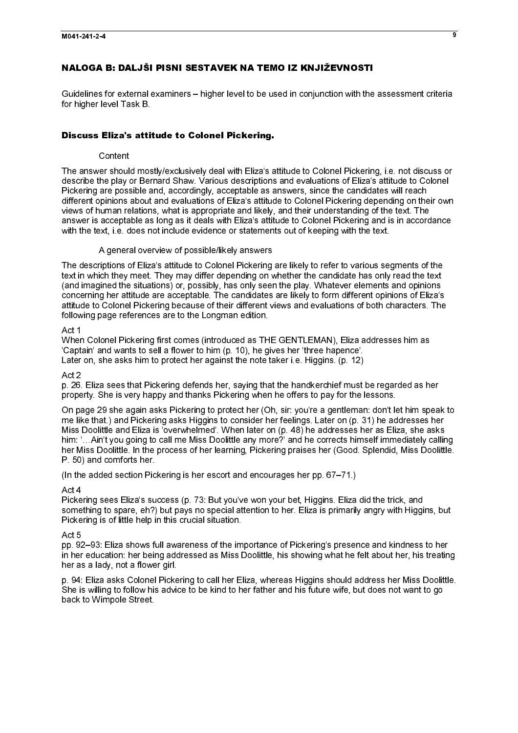## NALOGA B: DALJŠI PISNI SESTAVEK NA TEMO IZ KNJIŽEVNOSTI

Guidelines for external examiners – higher level to be used in conjunction with the assessment criteria for higher level Task B.

### Discuss Eliza's attitude to Colonel Pickering.

Content

The answer should mostly/exclusively deal with Eliza's attitude to Colonel Pickering, i.e. not discuss or describe the play or Bernard Shaw. Various descriptions and evaluations of Eliza's attitude to Colonel Pickering are possible and, accordingly, acceptable as answers, since the candidates will reach different opinions about and evaluations of Eliza's attitude to Colonel Pickering depending on their own views of human relations, what is appropriate and likely, and their understanding of the text. The answer is acceptable as long as it deals with Eliza's attitude to Colonel Pickering and is in accordance with the text, i.e. does not include evidence or statements out of keeping with the text.

A general overview of possible/likely answers

The descriptions of Eliza's attitude to Colonel Pickering are likely to refer to various segments of the text in which they meet. They may differ depending on whether the candidate has only read the text (and imagined the situations) or, possibly, has only seen the play. Whatever elements and opinions concerning her attitude are acceptable. The candidates are likely to form different opinions of Eliza's attitude to Colonel Pickering because of their different views and evaluations of both characters. The following page references are to the Longman edition.

Act 1
When Colonel Pickering first comes (introduced as THE GENTLEMAN), Eliza addresses him as 'Captain' and wants to sell a flower to him (p. 10), he gives her 'three hapence'.
Later on, she asks him to protect her against the note taker i.e. Higgins. (p. 12)

Act 2
p. 26. Eliza sees that Pickering defends her, saying that the handkerchief must be regarded as her property. She is very happy and thanks Pickering when he offers to pay for the lessons.

On page 29 she again asks Pickering to protect her (Oh, sir: you're a gentleman: don't let him speak to me like that.) and Pickering asks Higgins to consider her feelings. Later on (p. 31) he addresses her Miss Doolittle and Eliza is 'overwhelmed'. When later on (p. 48) he addresses her as Eliza, she asks him: '…Ain't you going to call me Miss Doolittle any more?' and he corrects himself immediately calling her Miss Doolittle. In the process of her learning, Pickering praises her (Good. Splendid, Miss Doolittle. P. 50) and comforts her.

(In the added section Pickering is her escort and encourages her pp. 67–71.)

Act 4
Pickering sees Eliza's success (p. 73: But you've won your bet, Higgins. Eliza did the trick, and something to spare, eh?) but pays no special attention to her. Eliza is primarily angry with Higgins, but Pickering is of little help in this crucial situation.

Act 5
pp. 92–93: Eliza shows full awareness of the importance of Pickering's presence and kindness to her in her education: her being addressed as Miss Doolittle, his showing what he felt about her, his treating her as a lady, not a flower girl.

p. 94: Eliza asks Colonel Pickering to call her Eliza, whereas Higgins should address her Miss Doolittle. She is willing to follow his advice to be kind to her father and his future wife, but does not want to go back to Wimpole Street.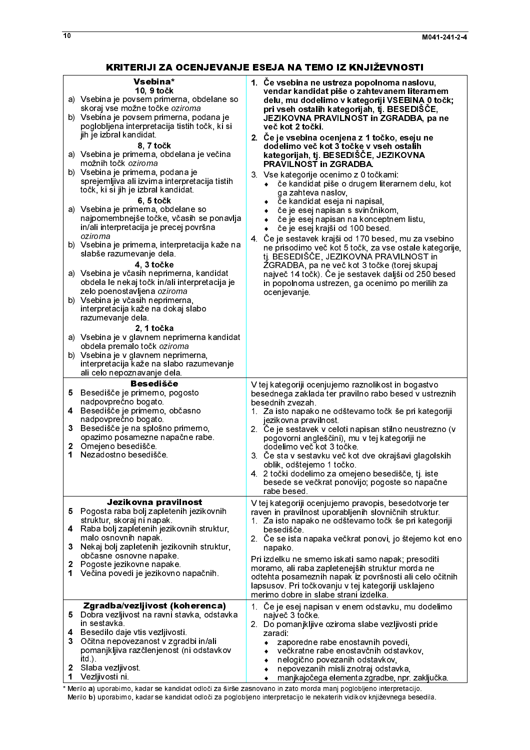# KRITERIJI ZA OCENJEVANJE ESEJA NA TEMO IZ KNJIŽEVNOSTI

| | |
|---|---|
| **Vsebina***<br><br>**10, 9 točk**<br>a) Vsebina je povsem primerna, obdelane so skoraj vse možne točke *oziroma*<br>b) Vsebina je povsem primerna, podana je poglobljena interpretacija tistih točk, ki si jih je izbral kandidat.<br><br>**8, 7 točk**<br>a) Vsebina je primerna, obdelana je večina možnih točk *oziroma*<br>b) Vsebina je primerna, podana je sprejemljiva ali izvirna interpretacija tistih točk, ki si jih je izbral kandidat.<br><br>**6, 5 točk**<br>a) Vsebina je primerna, obdelane so najpomembnejše točke, včasih se ponavlja in/ali interpretacija je precej površna *oziroma*<br>b) Vsebina je primerna, interpretacija kaže na slabše razumevanje dela.<br><br>**4, 3 točke**<br>a) Vsebina je včasih neprimerna, kandidat obdela le nekaj točk in/ali interpretacija je zelo poenostavljena *oziroma*<br>b) Vsebina je včasih neprimerna, interpretacija kaže na dokaj slabo razumevanje dela.<br><br>**2, 1 točka**<br>a) Vsebina je v glavnem neprimerna kandidat obdela premalo točk *oziroma*<br>b) Vsebina je v glavnem neprimerna, interpretacija kaže na slabo razumevanje ali celo nepoznavanje dela. | **1. Če vsebina ne ustreza popolnoma naslovu, vendar kandidat piše o zahtevanem literarnem delu, mu dodelimo v kategoriji VSEBINA 0 točk; pri vseh ostalih kategorijah, tj. BESEDIŠČE, JEZIKOVNA PRAVILNOST in ZGRADBA, pa ne več kot 2 točki.**<br>**2. Če je vsebina ocenjena z 1 točko, eseju ne dodelimo več kot 3 točke v vseh ostalih kategorijah, tj. BESEDIŠČE, JEZIKOVNA PRAVILNOST in ZGRADBA.**<br>3. Vse kategorije ocenimo z 0 točkami:<br>• če kandidat piše o drugem literarnem delu, kot ga zahteva naslov,<br>• če kandidat eseja ni napisal,<br>• če je esej napisan s svinčnikom,<br>• če je esej napisan na konceptnem listu,<br>• če je esej krajši od 100 besed.<br>4. Če je sestavek krajši od 170 besed, mu za vsebino ne prisodimo več kot 5 točk, za vse ostale kategorije, tj. BESEDIŠČE, JEZIKOVNA PRAVILNOST in ZGRADBA, pa ne več kot 3 točke (torej skupaj največ 14 točk). Če je sestavek daljši od 250 besed in popolnoma ustrezen, ga ocenimo po merilih za ocenjevanje. |
| **Besedišče**<br>**5** Besedišče je primerno, pogosto nadpovprečno bogato.<br>**4** Besedišče je primerno, občasno nadpovprečno bogato.<br>**3** Besedišče je na splošno primerno, opazimo posamezne napačne rabe.<br>**2** Omejeno besedišče.<br>**1** Nezadostno besedišče. | V tej kategoriji ocenjujemo raznolikost in bogastvo besednega zaklada ter pravilno rabo besed v ustreznih besednih zvezah.<br>1. Za isto napako ne odštevamo točk še pri kategoriji jezikovna pravilnost.<br>2. Če je sestavek v celoti napisan stilno neustrezno (v pogovorni angleščini), mu v tej kategoriji ne dodelimo več kot 3 točke.<br>3. Če sta v sestavku več kot dve okrajšavi glagolskih oblik, odštejemo 1 točko.<br>4. 2 točki dodelimo za omejeno besedišče, tj. iste besede se večkrat ponovijo; pogoste so napačne rabe besed. |
| **Jezikovna pravilnost**<br>**5** Pogosta raba bolj zapletenih jezikovnih struktur, skoraj ni napak.<br>**4** Raba bolj zapletenih jezikovnih struktur, malo osnovnih napak.<br>**3** Nekaj bolj zapletenih jezikovnih struktur, občasne osnovne napake.<br>**2** Pogoste jezikovne napake.<br>**1** Večina povedi je jezikovno napačnih. | V tej kategoriji ocenjujemo pravopis, besedotvorje ter raven in pravilnost uporabljenih slovničnih struktur.<br>1. Za isto napako ne odštevamo točk še pri kategoriji besedišče.<br>2. Če se ista napaka večkrat ponovi, jo štejemo kot eno napako.<br>Pri izdelku ne smemo iskati samo napak; presoditi moramo, ali raba zapletenejših struktur morda ne odtehta posameznih napak iz površnosti ali celo očitnih lapsusov. Pri točkovanju v tej kategoriji usklajeno merimo dobre in slabe strani izdelka. |
| **Zgradba/vezljivost (koherenca)**<br>**5** Dobra vezljivost na ravni stavka, odstavka in sestavka.<br>**4** Besedilo daje vtis vezljivosti.<br>**3** Očitna nepovezanost v zgradbi in/ali pomanjkljiva razčlenjenost (ni odstavkov itd.).<br>**2** Slaba vezljivost.<br>**1** Vezljivosti ni. | 1. Če je esej napisan v enem odstavku, mu dodelimo največ 3 točke.<br>2. Do pomanjkljive oziroma slabe vezljivosti pride zaradi:<br>• zaporedne rabe enostavnih povedi,<br>• večkratne rabe enostavčnih odstavkov,<br>• nelogično povezanih odstavkov,<br>• nepovezanih misli znotraj odstavka,<br>• manjkajočega elementa zgradbe, npr. zaključka. |

\* Merilo **a)** uporabimo, kadar se kandidat odloči za širše zasnovano in zato morda manj poglobljeno interpretacijo.
Merilo **b)** uporabimo, kadar se kandidat odloči za poglobljeno interpretacijo le nekaterih vidikov književnega besedila.